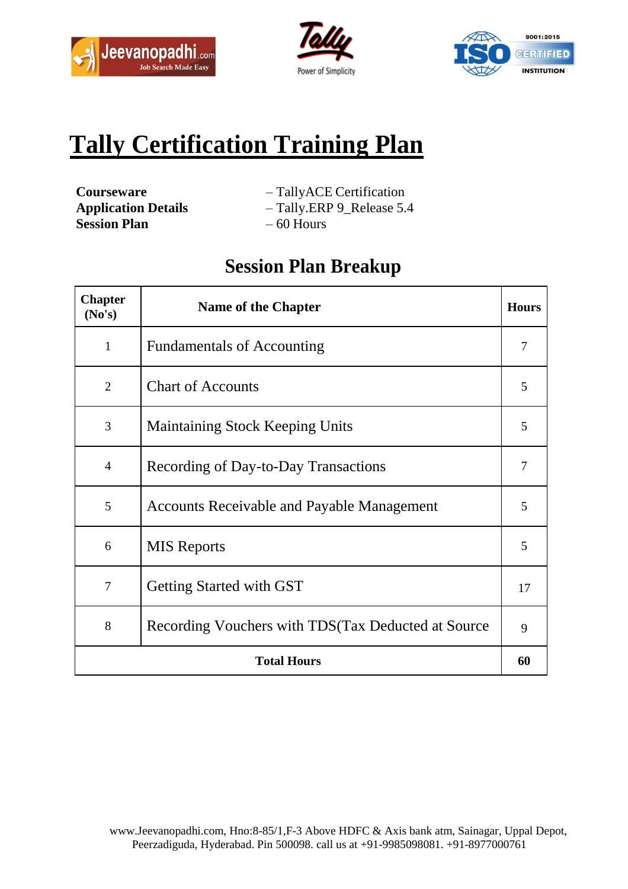# Tally Certification Training Plan

**Courseware** – TallyACE Certification
**Application Details** – Tally.ERP 9_Release 5.4
**Session Plan** – 60 Hours

## Session Plan Breakup

| Chapter (No's) | Name of the Chapter | Hours |
|---|---|---|
| 1 | Fundamentals of Accounting | 7 |
| 2 | Chart of Accounts | 5 |
| 3 | Maintaining Stock Keeping Units | 5 |
| 4 | Recording of Day-to-Day Transactions | 7 |
| 5 | Accounts Receivable and Payable Management | 5 |
| 6 | MIS Reports | 5 |
| 7 | Getting Started with GST | 17 |
| 8 | Recording Vouchers with TDS(Tax Deducted at Source | 9 |
| **Total Hours** | | **60** |

www.Jeevanopadhi.com, Hno:8-85/1,F-3 Above HDFC & Axis bank atm, Sainagar, Uppal Depot, Peerzadiguda, Hyderabad. Pin 500098. call us at +91-9985098081. +91-8977000761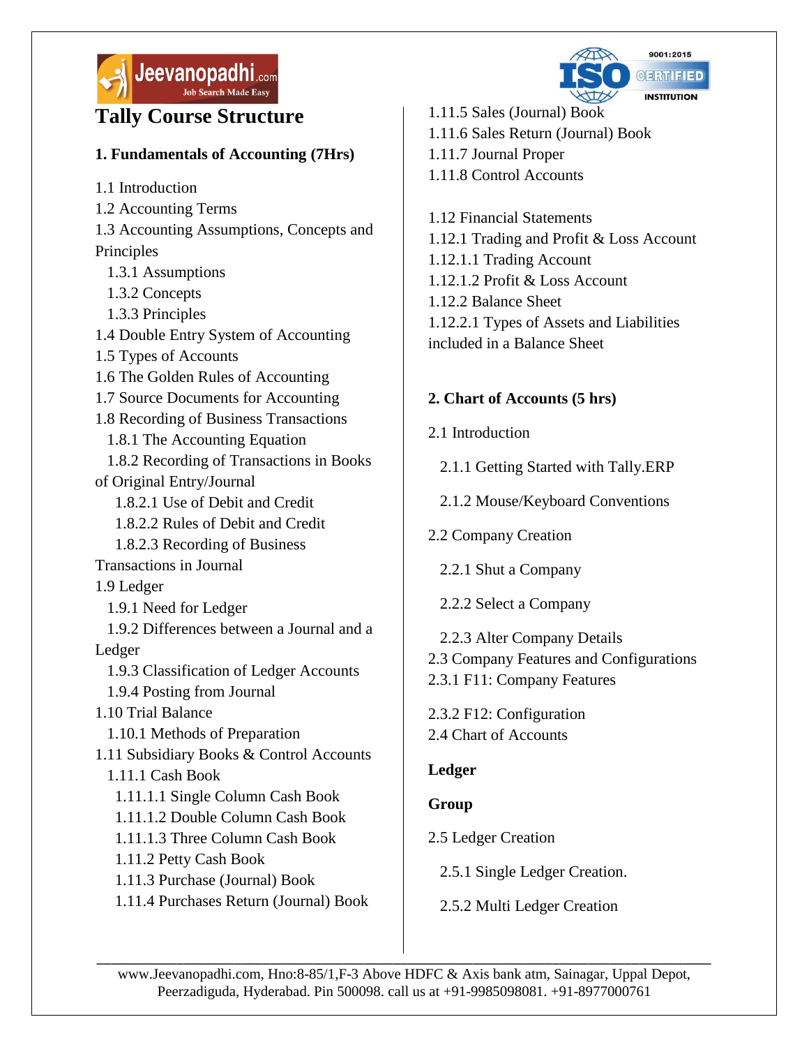# Tally Course Structure

## 1. Fundamentals of Accounting (7Hrs)

1.1 Introduction
1.2 Accounting Terms
1.3 Accounting Assumptions, Concepts and Principles
  1.3.1 Assumptions
  1.3.2 Concepts
  1.3.3 Principles
1.4 Double Entry System of Accounting
1.5 Types of Accounts
1.6 The Golden Rules of Accounting
1.7 Source Documents for Accounting
1.8 Recording of Business Transactions
  1.8.1 The Accounting Equation
  1.8.2 Recording of Transactions in Books of Original Entry/Journal
    1.8.2.1 Use of Debit and Credit
    1.8.2.2 Rules of Debit and Credit
    1.8.2.3 Recording of Business Transactions in Journal
1.9 Ledger
  1.9.1 Need for Ledger
  1.9.2 Differences between a Journal and a Ledger
  1.9.3 Classification of Ledger Accounts
  1.9.4 Posting from Journal
1.10 Trial Balance
  1.10.1 Methods of Preparation
1.11 Subsidiary Books & Control Accounts
  1.11.1 Cash Book
    1.11.1.1 Single Column Cash Book
    1.11.1.2 Double Column Cash Book
    1.11.1.3 Three Column Cash Book
    1.11.2 Petty Cash Book
    1.11.3 Purchase (Journal) Book
    1.11.4 Purchases Return (Journal) Book
1.11.5 Sales (Journal) Book
1.11.6 Sales Return (Journal) Book
1.11.7 Journal Proper
1.11.8 Control Accounts

1.12 Financial Statements
1.12.1 Trading and Profit & Loss Account
1.12.1.1 Trading Account
1.12.1.2 Profit & Loss Account
1.12.2 Balance Sheet
1.12.2.1 Types of Assets and Liabilities included in a Balance Sheet

## 2. Chart of Accounts (5 hrs)

2.1 Introduction

  2.1.1 Getting Started with Tally.ERP

  2.1.2 Mouse/Keyboard Conventions

2.2 Company Creation

  2.2.1 Shut a Company

  2.2.2 Select a Company

  2.2.3 Alter Company Details
2.3 Company Features and Configurations
2.3.1 F11: Company Features

2.3.2 F12: Configuration
2.4 Chart of Accounts

**Ledger**

**Group**

2.5 Ledger Creation

  2.5.1 Single Ledger Creation.

  2.5.2 Multi Ledger Creation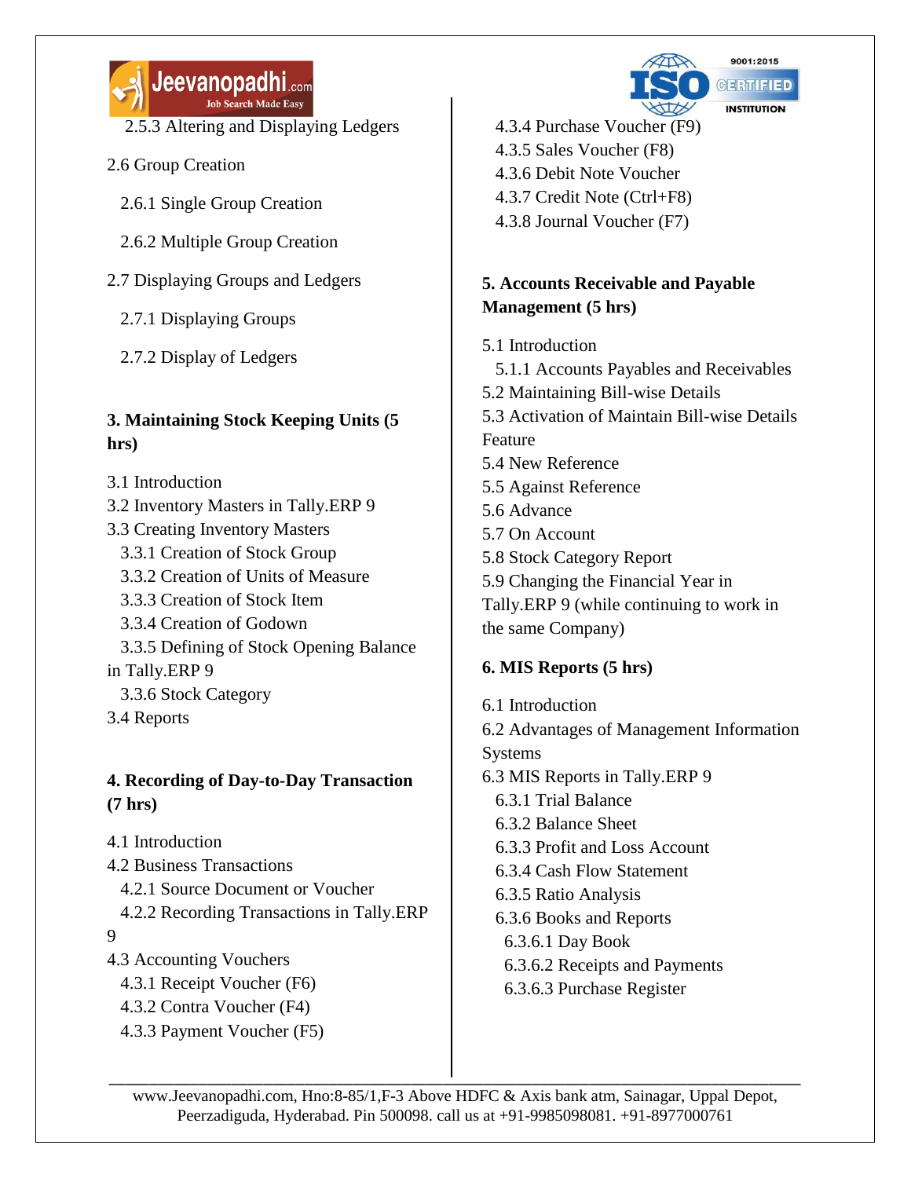2.5.3 Altering and Displaying Ledgers

2.6 Group Creation

2.6.1 Single Group Creation

2.6.2 Multiple Group Creation

2.7 Displaying Groups and Ledgers

2.7.1 Displaying Groups

2.7.2 Display of Ledgers

**3. Maintaining Stock Keeping Units (5 hrs)**

3.1 Introduction
3.2 Inventory Masters in Tally.ERP 9
3.3 Creating Inventory Masters
3.3.1 Creation of Stock Group
3.3.2 Creation of Units of Measure
3.3.3 Creation of Stock Item
3.3.4 Creation of Godown
3.3.5 Defining of Stock Opening Balance in Tally.ERP 9
3.3.6 Stock Category
3.4 Reports

**4. Recording of Day-to-Day Transaction (7 hrs)**

4.1 Introduction
4.2 Business Transactions
4.2.1 Source Document or Voucher
4.2.2 Recording Transactions in Tally.ERP 9
4.3 Accounting Vouchers
4.3.1 Receipt Voucher (F6)
4.3.2 Contra Voucher (F4)
4.3.3 Payment Voucher (F5)
4.3.4 Purchase Voucher (F9)
4.3.5 Sales Voucher (F8)
4.3.6 Debit Note Voucher
4.3.7 Credit Note (Ctrl+F8)
4.3.8 Journal Voucher (F7)

**5. Accounts Receivable and Payable Management (5 hrs)**

5.1 Introduction
5.1.1 Accounts Payables and Receivables
5.2 Maintaining Bill-wise Details
5.3 Activation of Maintain Bill-wise Details Feature
5.4 New Reference
5.5 Against Reference
5.6 Advance
5.7 On Account
5.8 Stock Category Report
5.9 Changing the Financial Year in Tally.ERP 9 (while continuing to work in the same Company)

**6. MIS Reports (5 hrs)**

6.1 Introduction
6.2 Advantages of Management Information Systems
6.3 MIS Reports in Tally.ERP 9
6.3.1 Trial Balance
6.3.2 Balance Sheet
6.3.3 Profit and Loss Account
6.3.4 Cash Flow Statement
6.3.5 Ratio Analysis
6.3.6 Books and Reports
6.3.6.1 Day Book
6.3.6.2 Receipts and Payments
6.3.6.3 Purchase Register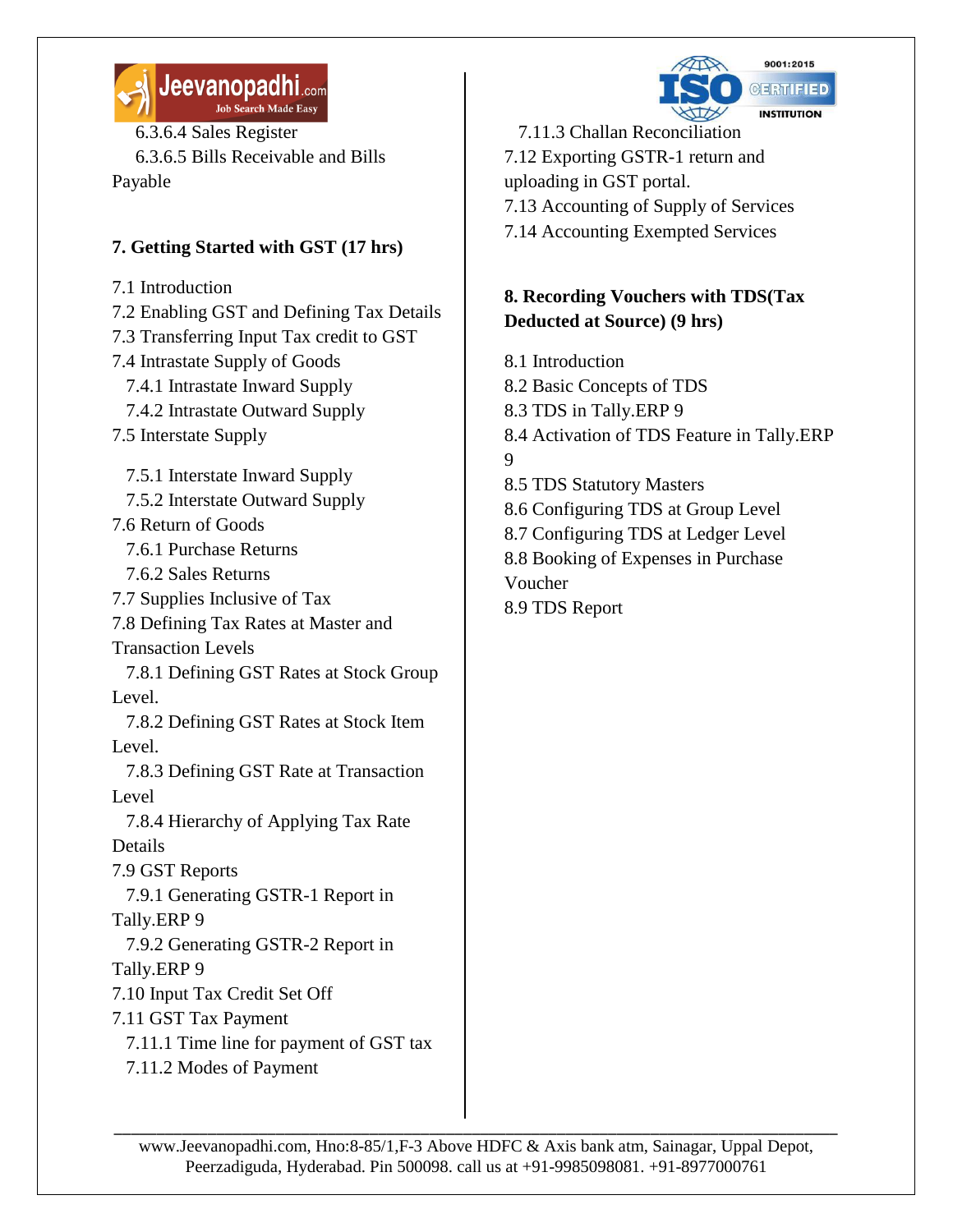6.3.6.4 Sales Register

6.3.6.5 Bills Receivable and Bills Payable

**7. Getting Started with GST (17 hrs)**

7.1 Introduction
7.2 Enabling GST and Defining Tax Details
7.3 Transferring Input Tax credit to GST
7.4 Intrastate Supply of Goods
  7.4.1 Intrastate Inward Supply
  7.4.2 Intrastate Outward Supply
7.5 Interstate Supply
  7.5.1 Interstate Inward Supply
  7.5.2 Interstate Outward Supply
7.6 Return of Goods
  7.6.1 Purchase Returns
  7.6.2 Sales Returns
7.7 Supplies Inclusive of Tax
7.8 Defining Tax Rates at Master and Transaction Levels
  7.8.1 Defining GST Rates at Stock Group Level.
  7.8.2 Defining GST Rates at Stock Item Level.
  7.8.3 Defining GST Rate at Transaction Level
  7.8.4 Hierarchy of Applying Tax Rate Details
7.9 GST Reports
  7.9.1 Generating GSTR-1 Report in Tally.ERP 9
  7.9.2 Generating GSTR-2 Report in Tally.ERP 9
7.10 Input Tax Credit Set Off
7.11 GST Tax Payment
  7.11.1 Time line for payment of GST tax
  7.11.2 Modes of Payment
  7.11.3 Challan Reconciliation
7.12 Exporting GSTR-1 return and uploading in GST portal.
7.13 Accounting of Supply of Services
7.14 Accounting Exempted Services

**8. Recording Vouchers with TDS(Tax Deducted at Source) (9 hrs)**

8.1 Introduction
8.2 Basic Concepts of TDS
8.3 TDS in Tally.ERP 9
8.4 Activation of TDS Feature in Tally.ERP 9
8.5 TDS Statutory Masters
8.6 Configuring TDS at Group Level
8.7 Configuring TDS at Ledger Level
8.8 Booking of Expenses in Purchase Voucher
8.9 TDS Report